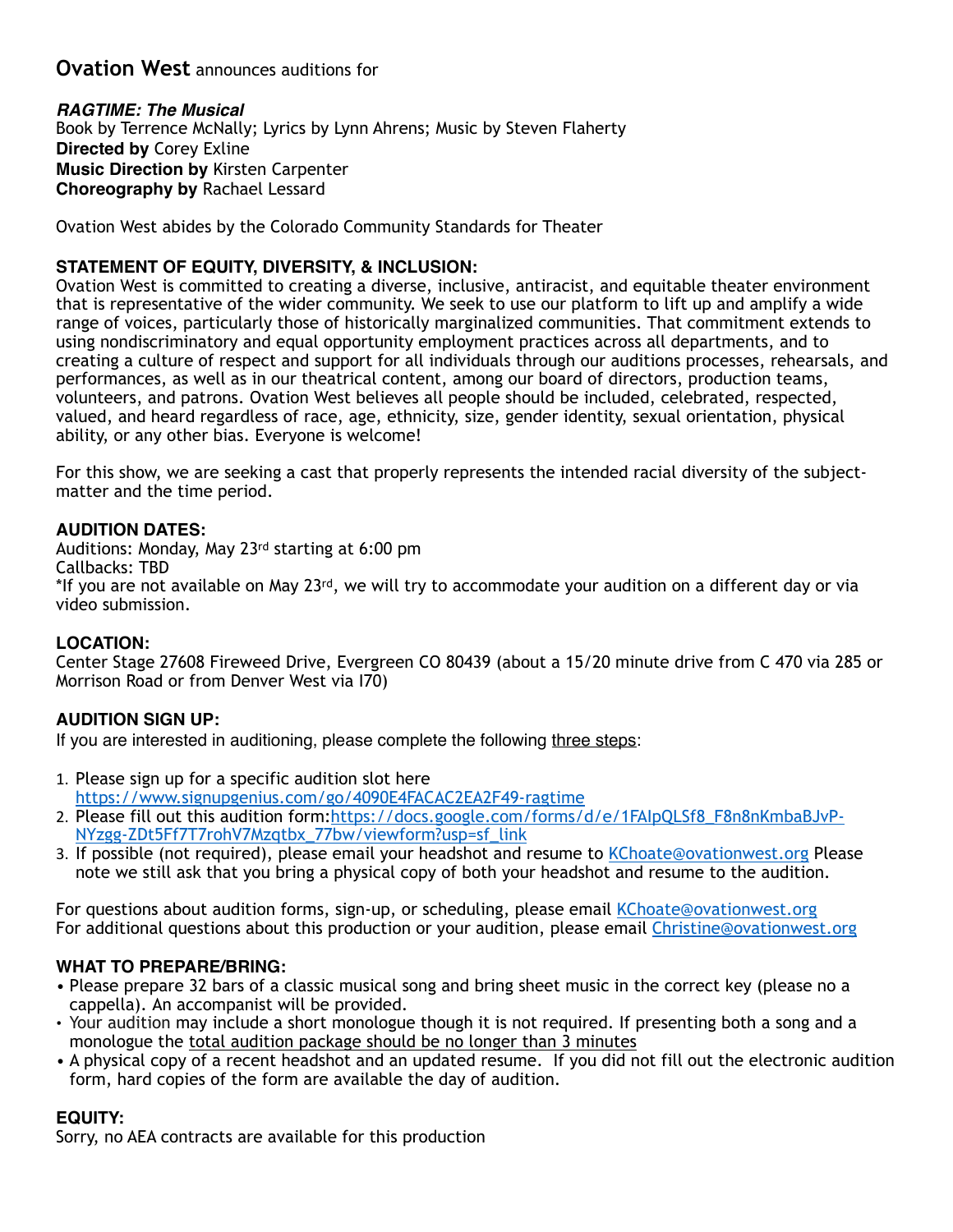**Ovation West** announces auditions for

***RAGTIME: The Musical***
Book by Terrence McNally; Lyrics by Lynn Ahrens; Music by Steven Flaherty
**Directed by** Corey Exline
**Music Direction by** Kirsten Carpenter
**Choreography by** Rachael Lessard

Ovation West abides by the Colorado Community Standards for Theater

**STATEMENT OF EQUITY, DIVERSITY, & INCLUSION:**
Ovation West is committed to creating a diverse, inclusive, antiracist, and equitable theater environment that is representative of the wider community. We seek to use our platform to lift up and amplify a wide range of voices, particularly those of historically marginalized communities. That commitment extends to using nondiscriminatory and equal opportunity employment practices across all departments, and to creating a culture of respect and support for all individuals through our auditions processes, rehearsals, and performances, as well as in our theatrical content, among our board of directors, production teams, volunteers, and patrons. Ovation West believes all people should be included, celebrated, respected, valued, and heard regardless of race, age, ethnicity, size, gender identity, sexual orientation, physical ability, or any other bias. Everyone is welcome!

For this show, we are seeking a cast that properly represents the intended racial diversity of the subject-matter and the time period.

**AUDITION DATES:**
Auditions: Monday, May 23rd starting at 6:00 pm
Callbacks: TBD
*If you are not available on May 23rd, we will try to accommodate your audition on a different day or via video submission.

**LOCATION:**
Center Stage 27608 Fireweed Drive, Evergreen CO 80439 (about a 15/20 minute drive from C 470 via 285 or Morrison Road or from Denver West via I70)

**AUDITION SIGN UP:**
If you are interested in auditioning, please complete the following three steps:

1. Please sign up for a specific audition slot here https://www.signupgenius.com/go/4090E4FACAC2EA2F49-ragtime
2. Please fill out this audition form:https://docs.google.com/forms/d/e/1FAIpQLSf8_F8n8nKmbaBJvP-NYzgg-ZDt5Ff7T7rohV7Mzqtbx_77bw/viewform?usp=sf_link
3. If possible (not required), please email your headshot and resume to KChoate@ovationwest.org Please note we still ask that you bring a physical copy of both your headshot and resume to the audition.

For questions about audition forms, sign-up, or scheduling, please email KChoate@ovationwest.org
For additional questions about this production or your audition, please email Christine@ovationwest.org

**WHAT TO PREPARE/BRING:**
- Please prepare 32 bars of a classic musical song and bring sheet music in the correct key (please no a cappella). An accompanist will be provided.
- Your audition may include a short monologue though it is not required. If presenting both a song and a monologue the total audition package should be no longer than 3 minutes
- A physical copy of a recent headshot and an updated resume. If you did not fill out the electronic audition form, hard copies of the form are available the day of audition.

**EQUITY:**
Sorry, no AEA contracts are available for this production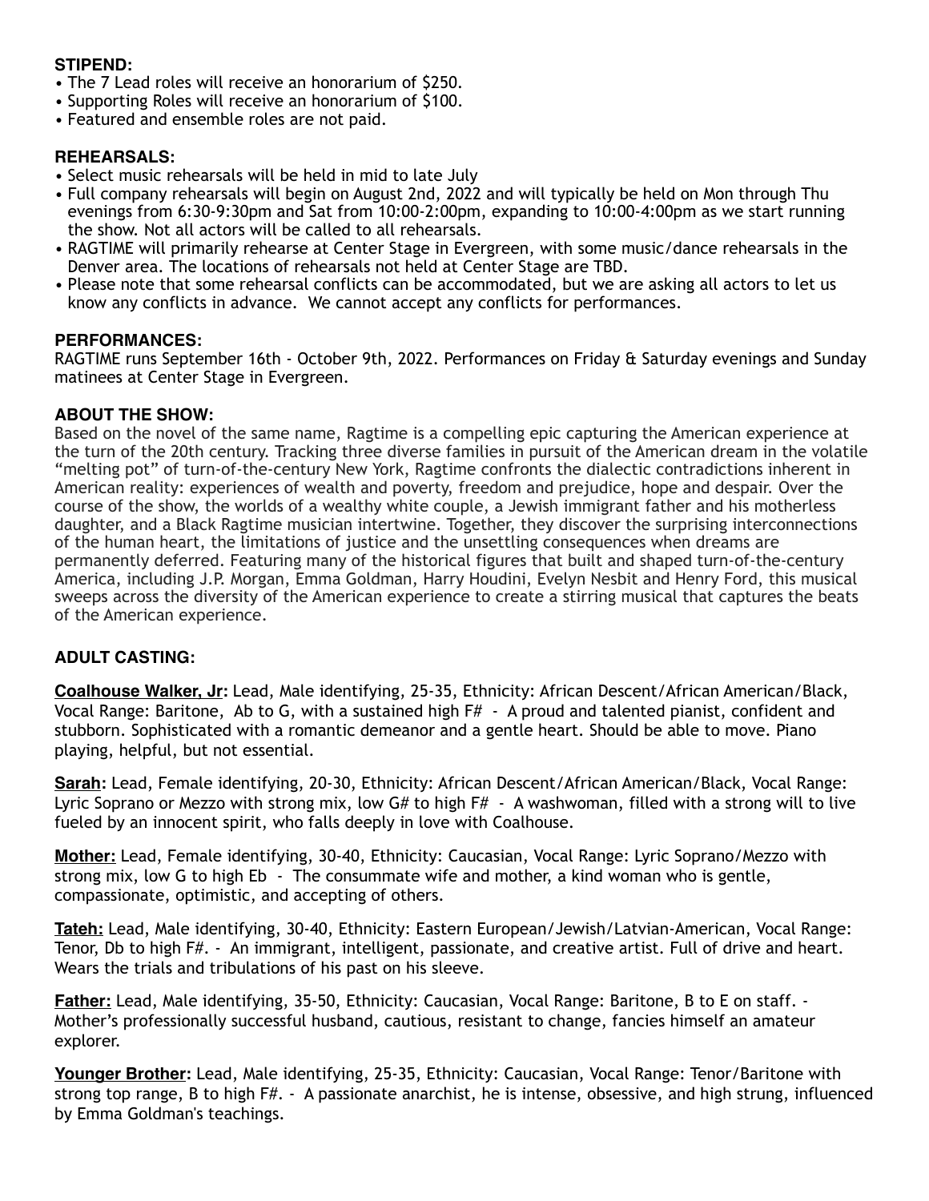### STIPEND:

- The 7 Lead roles will receive an honorarium of $250.
- Supporting Roles will receive an honorarium of $100.
- Featured and ensemble roles are not paid.

### REHEARSALS:

- Select music rehearsals will be held in mid to late July
- Full company rehearsals will begin on August 2nd, 2022 and will typically be held on Mon through Thu evenings from 6:30-9:30pm and Sat from 10:00-2:00pm, expanding to 10:00-4:00pm as we start running the show. Not all actors will be called to all rehearsals.
- RAGTIME will primarily rehearse at Center Stage in Evergreen, with some music/dance rehearsals in the Denver area. The locations of rehearsals not held at Center Stage are TBD.
- Please note that some rehearsal conflicts can be accommodated, but we are asking all actors to let us know any conflicts in advance. We cannot accept any conflicts for performances.

### PERFORMANCES:

RAGTIME runs September 16th - October 9th, 2022. Performances on Friday & Saturday evenings and Sunday matinees at Center Stage in Evergreen.

### ABOUT THE SHOW:

Based on the novel of the same name, Ragtime is a compelling epic capturing the American experience at the turn of the 20th century. Tracking three diverse families in pursuit of the American dream in the volatile "melting pot" of turn-of-the-century New York, Ragtime confronts the dialectic contradictions inherent in American reality: experiences of wealth and poverty, freedom and prejudice, hope and despair. Over the course of the show, the worlds of a wealthy white couple, a Jewish immigrant father and his motherless daughter, and a Black Ragtime musician intertwine. Together, they discover the surprising interconnections of the human heart, the limitations of justice and the unsettling consequences when dreams are permanently deferred. Featuring many of the historical figures that built and shaped turn-of-the-century America, including J.P. Morgan, Emma Goldman, Harry Houdini, Evelyn Nesbit and Henry Ford, this musical sweeps across the diversity of the American experience to create a stirring musical that captures the beats of the American experience.

### ADULT CASTING:

**Coalhouse Walker, Jr:** Lead, Male identifying, 25-35, Ethnicity: African Descent/African American/Black, Vocal Range: Baritone, Ab to G, with a sustained high F# - A proud and talented pianist, confident and stubborn. Sophisticated with a romantic demeanor and a gentle heart. Should be able to move. Piano playing, helpful, but not essential.

**Sarah:** Lead, Female identifying, 20-30, Ethnicity: African Descent/African American/Black, Vocal Range: Lyric Soprano or Mezzo with strong mix, low G# to high F# - A washwoman, filled with a strong will to live fueled by an innocent spirit, who falls deeply in love with Coalhouse.

**Mother:** Lead, Female identifying, 30-40, Ethnicity: Caucasian, Vocal Range: Lyric Soprano/Mezzo with strong mix, low G to high Eb - The consummate wife and mother, a kind woman who is gentle, compassionate, optimistic, and accepting of others.

**Tateh:** Lead, Male identifying, 30-40, Ethnicity: Eastern European/Jewish/Latvian-American, Vocal Range: Tenor, Db to high F#. - An immigrant, intelligent, passionate, and creative artist. Full of drive and heart. Wears the trials and tribulations of his past on his sleeve.

**Father:** Lead, Male identifying, 35-50, Ethnicity: Caucasian, Vocal Range: Baritone, B to E on staff. - Mother's professionally successful husband, cautious, resistant to change, fancies himself an amateur explorer.

**Younger Brother:** Lead, Male identifying, 25-35, Ethnicity: Caucasian, Vocal Range: Tenor/Baritone with strong top range, B to high F#. - A passionate anarchist, he is intense, obsessive, and high strung, influenced by Emma Goldman's teachings.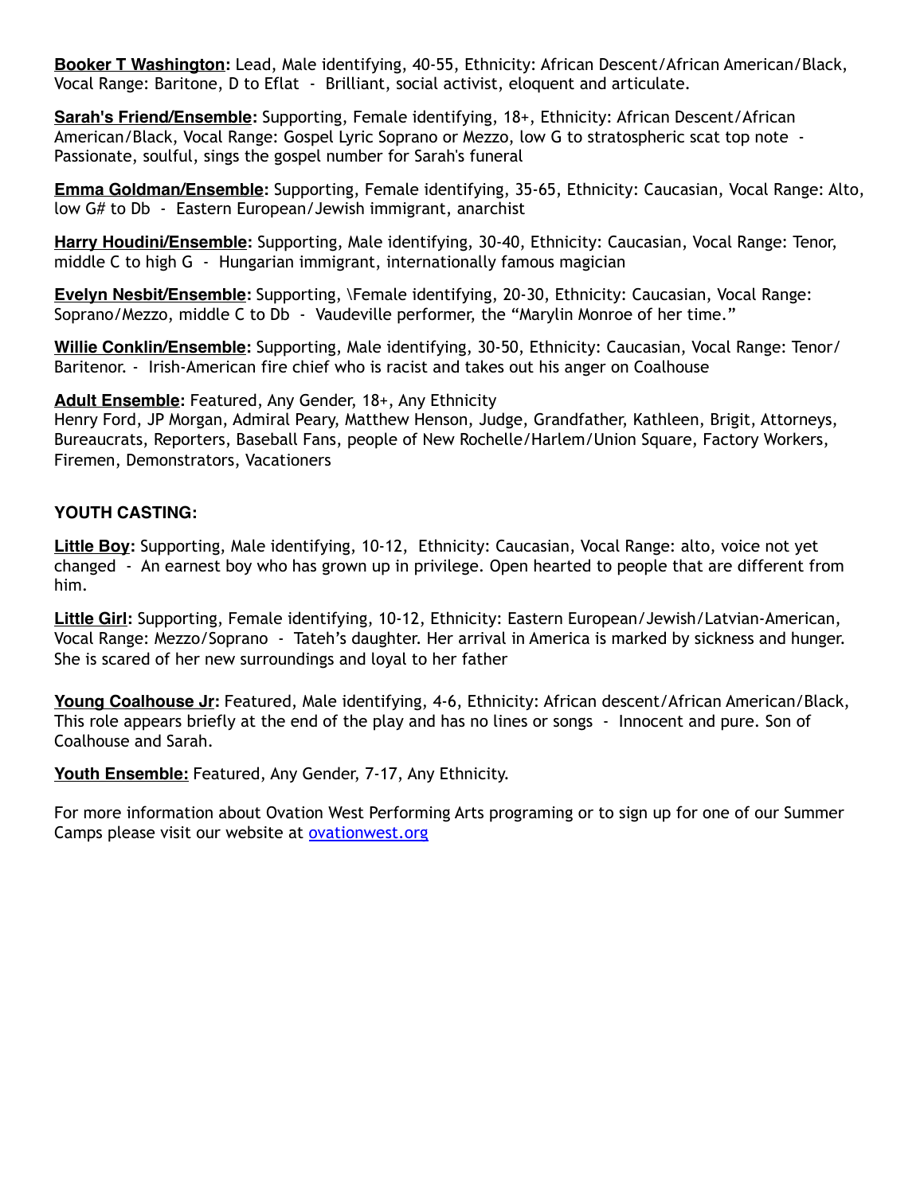**Booker T Washington:** Lead, Male identifying, 40-55, Ethnicity: African Descent/African American/Black, Vocal Range: Baritone, D to Eflat - Brilliant, social activist, eloquent and articulate.

**Sarah's Friend/Ensemble:** Supporting, Female identifying, 18+, Ethnicity: African Descent/African American/Black, Vocal Range: Gospel Lyric Soprano or Mezzo, low G to stratospheric scat top note - Passionate, soulful, sings the gospel number for Sarah's funeral

**Emma Goldman/Ensemble:** Supporting, Female identifying, 35-65, Ethnicity: Caucasian, Vocal Range: Alto, low G# to Db - Eastern European/Jewish immigrant, anarchist

**Harry Houdini/Ensemble:** Supporting, Male identifying, 30-40, Ethnicity: Caucasian, Vocal Range: Tenor, middle C to high G - Hungarian immigrant, internationally famous magician

**Evelyn Nesbit/Ensemble:** Supporting, \Female identifying, 20-30, Ethnicity: Caucasian, Vocal Range: Soprano/Mezzo, middle C to Db - Vaudeville performer, the "Marylin Monroe of her time."

**Willie Conklin/Ensemble:** Supporting, Male identifying, 30-50, Ethnicity: Caucasian, Vocal Range: Tenor/Baritenor. - Irish-American fire chief who is racist and takes out his anger on Coalhouse

**Adult Ensemble:** Featured, Any Gender, 18+, Any Ethnicity
Henry Ford, JP Morgan, Admiral Peary, Matthew Henson, Judge, Grandfather, Kathleen, Brigit, Attorneys, Bureaucrats, Reporters, Baseball Fans, people of New Rochelle/Harlem/Union Square, Factory Workers, Firemen, Demonstrators, Vacationers

## YOUTH CASTING:

**Little Boy:** Supporting, Male identifying, 10-12, Ethnicity: Caucasian, Vocal Range: alto, voice not yet changed - An earnest boy who has grown up in privilege. Open hearted to people that are different from him.

**Little Girl:** Supporting, Female identifying, 10-12, Ethnicity: Eastern European/Jewish/Latvian-American, Vocal Range: Mezzo/Soprano - Tateh's daughter. Her arrival in America is marked by sickness and hunger. She is scared of her new surroundings and loyal to her father

**Young Coalhouse Jr:** Featured, Male identifying, 4-6, Ethnicity: African descent/African American/Black, This role appears briefly at the end of the play and has no lines or songs - Innocent and pure. Son of Coalhouse and Sarah.

**Youth Ensemble:** Featured, Any Gender, 7-17, Any Ethnicity.

For more information about Ovation West Performing Arts programing or to sign up for one of our Summer Camps please visit our website at [ovationwest.org](ovationwest.org)